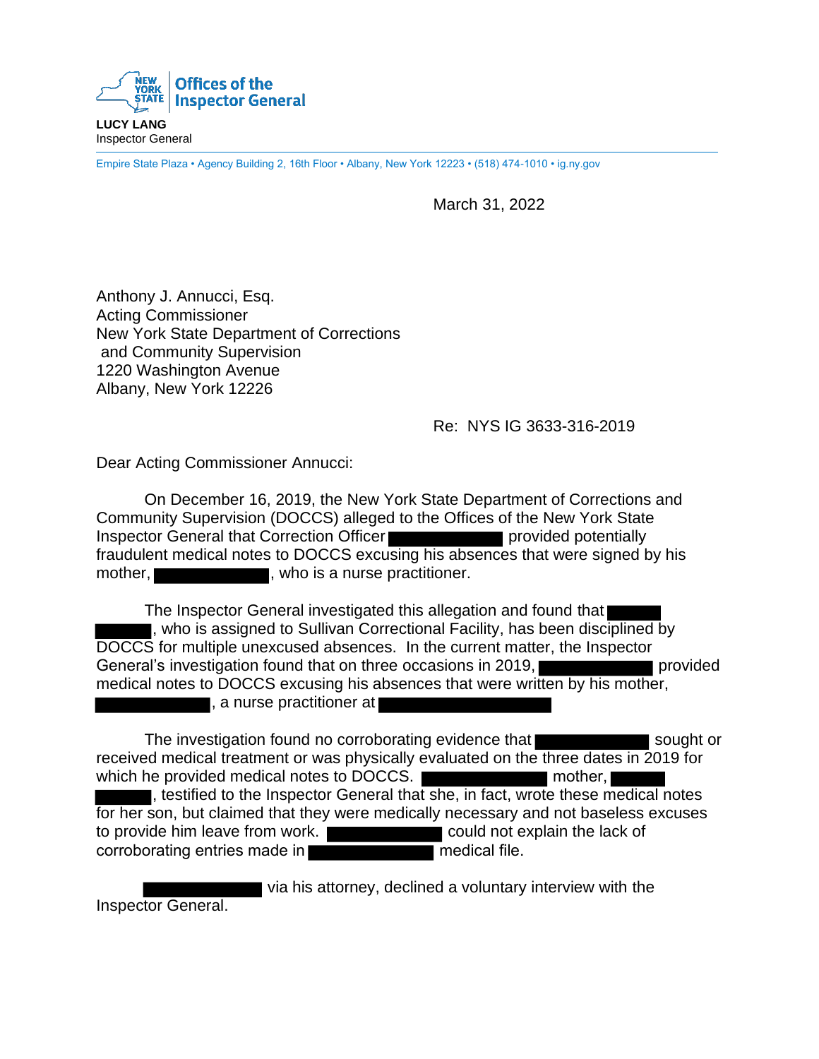**Offices of the Inspector General**

**LUCY LANG**
Inspector General

Empire State Plaza • Agency Building 2, 16th Floor • Albany, New York 12223 • (518) 474-1010 • ig.ny.gov

March 31, 2022

Anthony J. Annucci, Esq.
Acting Commissioner
New York State Department of Corrections
and Community Supervision
1220 Washington Avenue
Albany, New York 12226

Re: NYS IG 3633-316-2019

Dear Acting Commissioner Annucci:

On December 16, 2019, the New York State Department of Corrections and Community Supervision (DOCCS) alleged to the Offices of the New York State Inspector General that Correction Officer ██████████ provided potentially fraudulent medical notes to DOCCS excusing his absences that were signed by his mother, ██████████, who is a nurse practitioner.

The Inspector General investigated this allegation and found that ██████████, who is assigned to Sullivan Correctional Facility, has been disciplined by DOCCS for multiple unexcused absences. In the current matter, the Inspector General's investigation found that on three occasions in 2019, ██████████ provided medical notes to DOCCS excusing his absences that were written by his mother, ██████████, a nurse practitioner at ██████████.

The investigation found no corroborating evidence that ██████████ sought or received medical treatment or was physically evaluated on the three dates in 2019 for which he provided medical notes to DOCCS. ██████████ mother, ██████████, testified to the Inspector General that she, in fact, wrote these medical notes for her son, but claimed that they were medically necessary and not baseless excuses to provide him leave from work. ██████████ could not explain the lack of corroborating entries made in ██████████ medical file.

██████████ via his attorney, declined a voluntary interview with the Inspector General.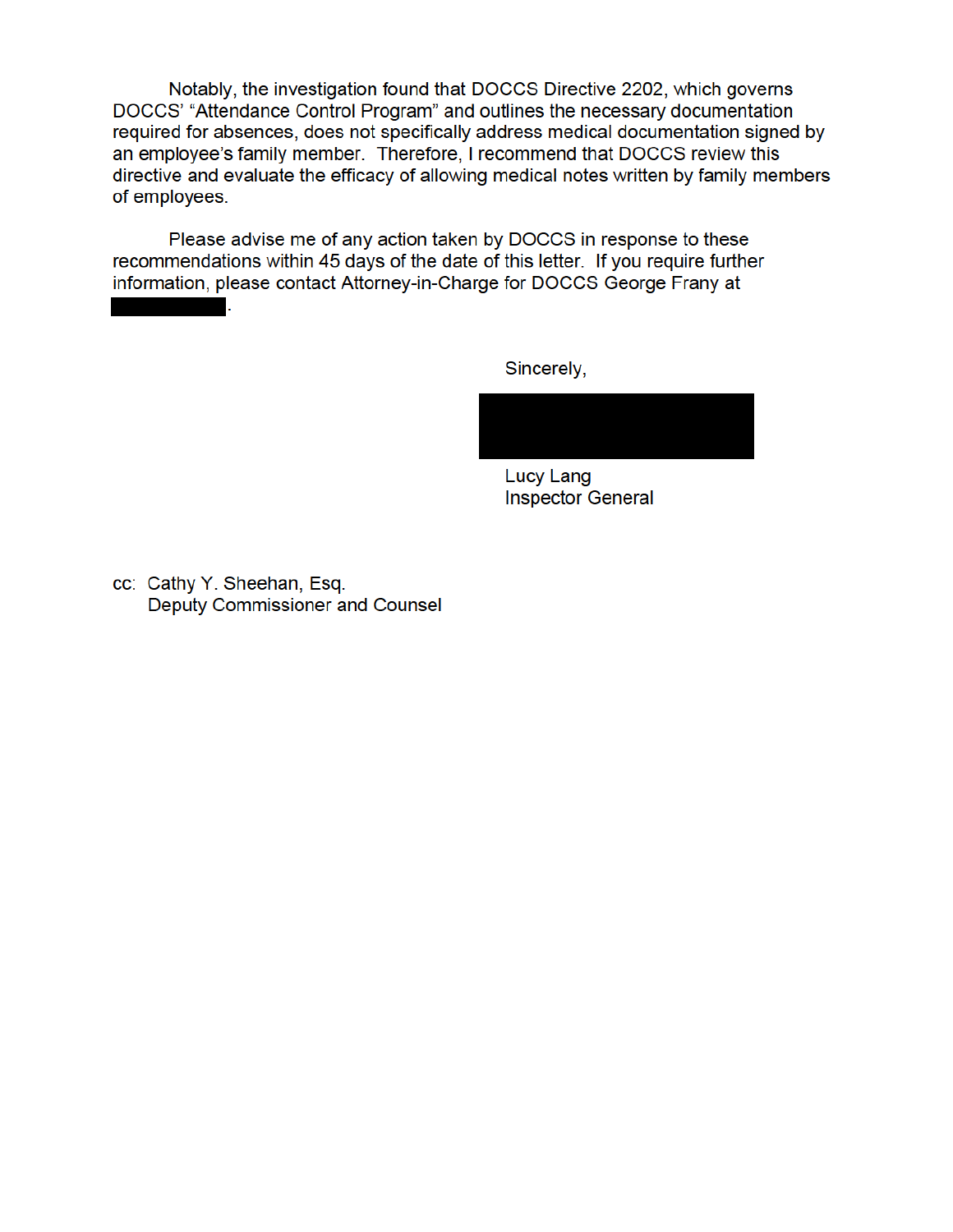Notably, the investigation found that DOCCS Directive 2202, which governs DOCCS' "Attendance Control Program" and outlines the necessary documentation required for absences, does not specifically address medical documentation signed by an employee's family member. Therefore, I recommend that DOCCS review this directive and evaluate the efficacy of allowing medical notes written by family members of employees.

Please advise me of any action taken by DOCCS in response to these recommendations within 45 days of the date of this letter. If you require further information, please contact Attorney-in-Charge for DOCCS George Frany at [REDACTED].

Sincerely,

[REDACTED]

Lucy Lang
Inspector General

cc: Cathy Y. Sheehan, Esq.
Deputy Commissioner and Counsel